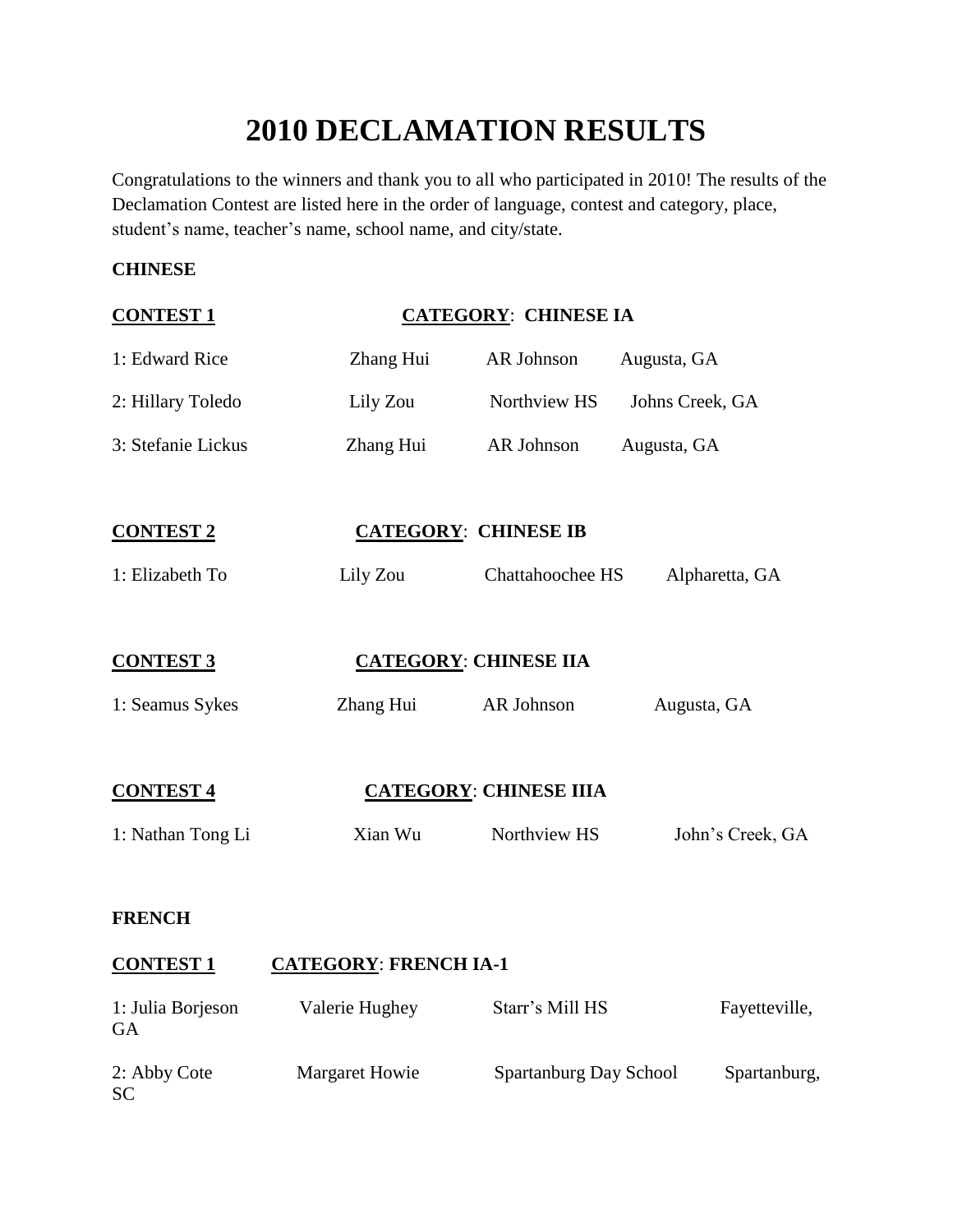# 2010 DECLAMATION RESULTS

Congratulations to the winners and thank you to all who participated in 2010! The results of the Declamation Contest are listed here in the order of language, contest and category, place, student's name, teacher's name, school name, and city/state.

**CHINESE**

**CONTEST 1** **CATEGORY: CHINESE IA**

| | | | |
|---|---|---|---|
| 1: Edward Rice | Zhang Hui | AR Johnson | Augusta, GA |
| 2: Hillary Toledo | Lily Zou | Northview HS | Johns Creek, GA |
| 3: Stefanie Lickus | Zhang Hui | AR Johnson | Augusta, GA |

**CONTEST 2** **CATEGORY: CHINESE IB**

| | | | |
|---|---|---|---|
| 1: Elizabeth To | Lily Zou | Chattahoochee HS | Alpharetta, GA |

**CONTEST 3** **CATEGORY: CHINESE IIA**

| | | | |
|---|---|---|---|
| 1: Seamus Sykes | Zhang Hui | AR Johnson | Augusta, GA |

**CONTEST 4** **CATEGORY: CHINESE IIIA**

| | | | |
|---|---|---|---|
| 1: Nathan Tong Li | Xian Wu | Northview HS | John's Creek, GA |

**FRENCH**

**CONTEST 1** **CATEGORY: FRENCH IA-1**

| | | | |
|---|---|---|---|
| 1: Julia Borjeson | Valerie Hughey | Starr's Mill HS | Fayetteville, GA |
| 2: Abby Cote | Margaret Howie | Spartanburg Day School | Spartanburg, SC |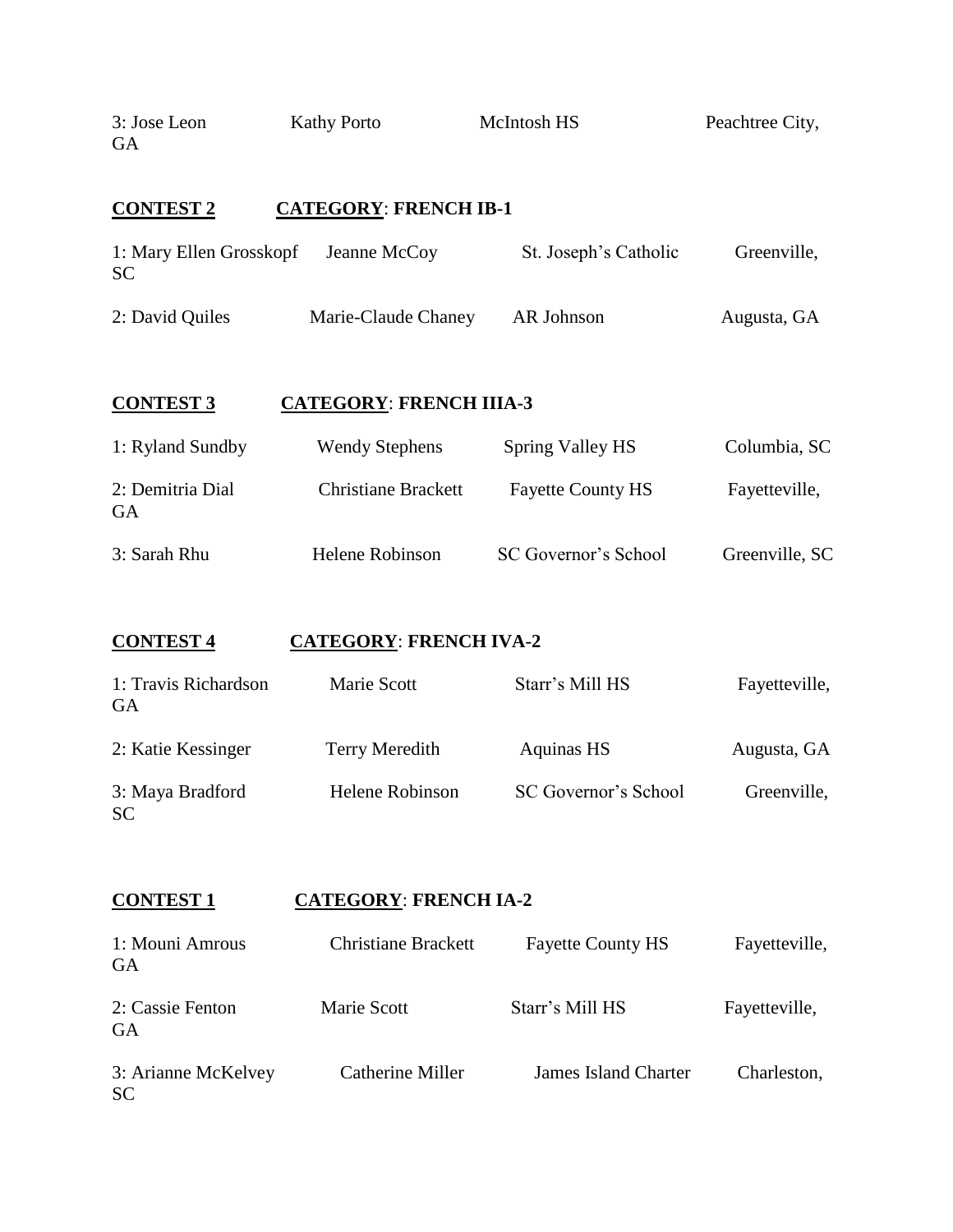| | | | |
|---|---|---|---|
| 3: Jose Leon | Kathy Porto | McIntosh HS | Peachtree City, GA |

**CONTEST 2** **CATEGORY: FRENCH IB-1**

| | | | |
|---|---|---|---|
| 1: Mary Ellen Grosskopf | Jeanne McCoy | St. Joseph's Catholic | Greenville, SC |
| 2: David Quiles | Marie-Claude Chaney | AR Johnson | Augusta, GA |

**CONTEST 3** **CATEGORY: FRENCH IIIA-3**

| | | | |
|---|---|---|---|
| 1: Ryland Sundby | Wendy Stephens | Spring Valley HS | Columbia, SC |
| 2: Demitria Dial | Christiane Brackett | Fayette County HS | Fayetteville, GA |
| 3: Sarah Rhu | Helene Robinson | SC Governor's School | Greenville, SC |

**CONTEST 4** **CATEGORY: FRENCH IVA-2**

| | | | |
|---|---|---|---|
| 1: Travis Richardson | Marie Scott | Starr's Mill HS | Fayetteville, GA |
| 2: Katie Kessinger | Terry Meredith | Aquinas HS | Augusta, GA |
| 3: Maya Bradford | Helene Robinson | SC Governor's School | Greenville, SC |

**CONTEST 1** **CATEGORY: FRENCH IA-2**

| | | | |
|---|---|---|---|
| 1: Mouni Amrous | Christiane Brackett | Fayette County HS | Fayetteville, GA |
| 2: Cassie Fenton | Marie Scott | Starr's Mill HS | Fayetteville, GA |
| 3: Arianne McKelvey | Catherine Miller | James Island Charter | Charleston, SC |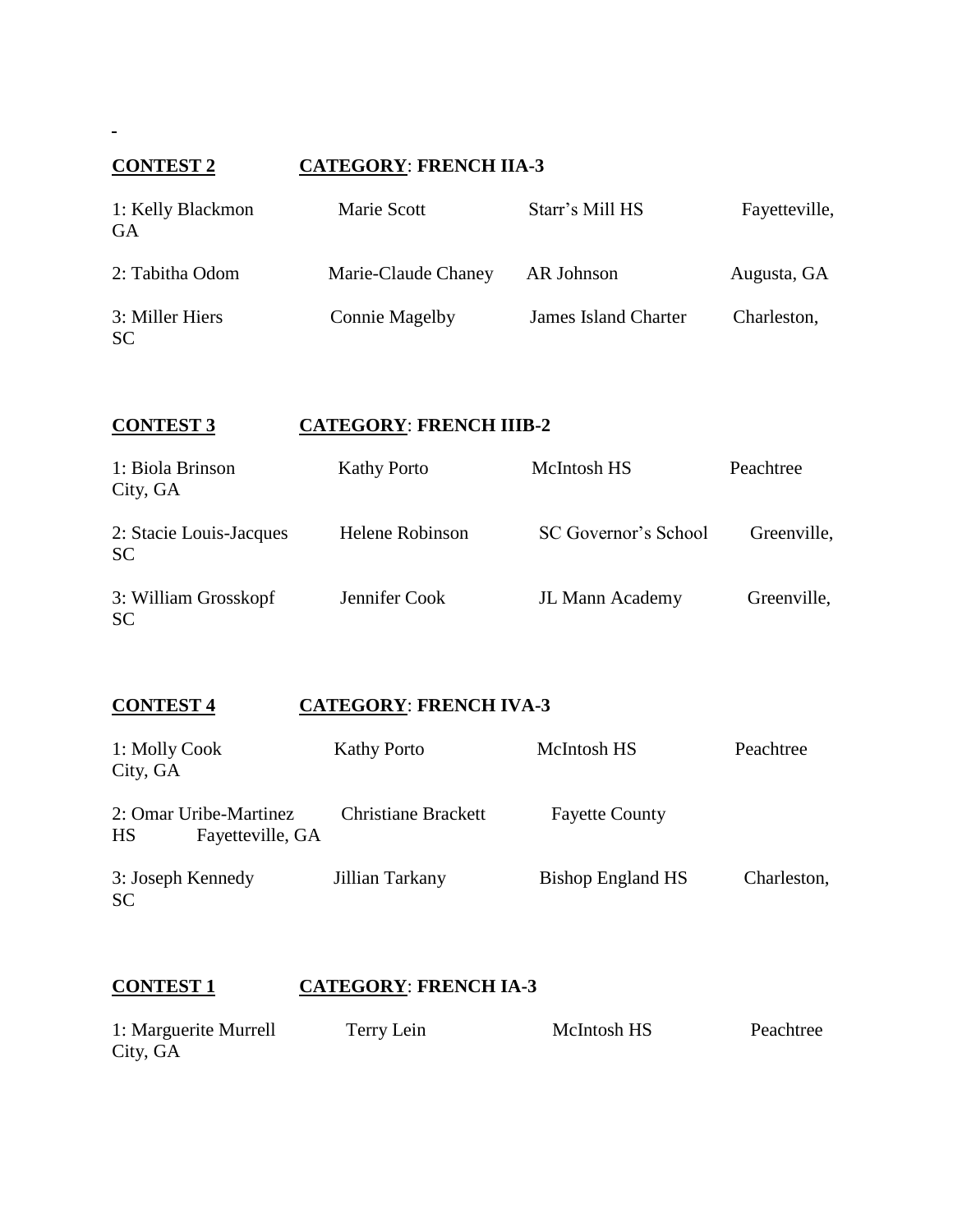**CONTEST 2** **CATEGORY: FRENCH IIA-3**

| Place | Student | Teacher | School | City |
|---|---|---|---|---|
| 1 | Kelly Blackmon | Marie Scott | Starr's Mill HS | Fayetteville, GA |
| 2 | Tabitha Odom | Marie-Claude Chaney | AR Johnson | Augusta, GA |
| 3 | Miller Hiers | Connie Magelby | James Island Charter | Charleston, SC |

**CONTEST 3** **CATEGORY: FRENCH IIIB-2**

| Place | Student | Teacher | School | City |
|---|---|---|---|---|
| 1 | Biola Brinson | Kathy Porto | McIntosh HS | Peachtree City, GA |
| 2 | Stacie Louis-Jacques | Helene Robinson | SC Governor's School | Greenville, SC |
| 3 | William Grosskopf | Jennifer Cook | JL Mann Academy | Greenville, SC |

**CONTEST 4** **CATEGORY: FRENCH IVA-3**

| Place | Student | Teacher | School | City |
|---|---|---|---|---|
| 1 | Molly Cook | Kathy Porto | McIntosh HS | Peachtree City, GA |
| 2 | Omar Uribe-Martinez | Christiane Brackett | Fayette County HS | Fayetteville, GA |
| 3 | Joseph Kennedy | Jillian Tarkany | Bishop England HS | Charleston, SC |

**CONTEST 1** **CATEGORY: FRENCH IA-3**

| Place | Student | Teacher | School | City |
|---|---|---|---|---|
| 1 | Marguerite Murrell | Terry Lein | McIntosh HS | Peachtree City, GA |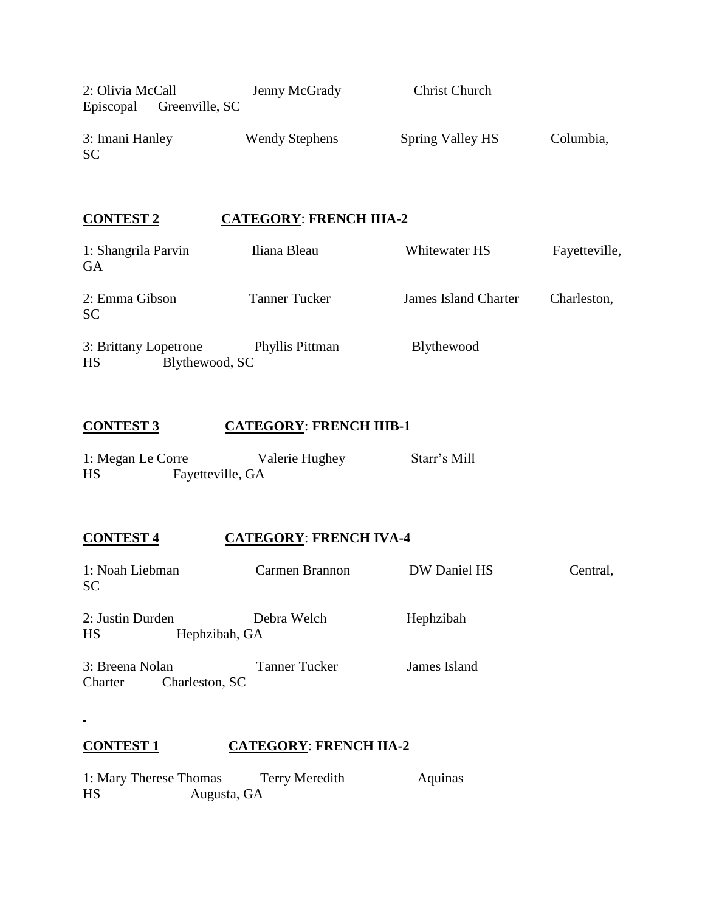2: Olivia McCall Jenny McGrady Christ Church Episcopal Greenville, SC

3: Imani Hanley Wendy Stephens Spring Valley HS Columbia, SC

**CONTEST 2** **CATEGORY: FRENCH IIIA-2**

1: Shangrila Parvin Iliana Bleau Whitewater HS Fayetteville, GA

2: Emma Gibson Tanner Tucker James Island Charter Charleston, SC

3: Brittany Lopetrone Phyllis Pittman Blythewood HS Blythewood, SC

**CONTEST 3** **CATEGORY: FRENCH IIIB-1**

1: Megan Le Corre Valerie Hughey Starr's Mill HS Fayetteville, GA

**CONTEST 4** **CATEGORY: FRENCH IVA-4**

1: Noah Liebman Carmen Brannon DW Daniel HS Central, SC

2: Justin Durden Debra Welch Hephzibah HS Hephzibah, GA

3: Breena Nolan Tanner Tucker James Island Charter Charleston, SC

**CONTEST 1** **CATEGORY: FRENCH IIA-2**

1: Mary Therese Thomas Terry Meredith Aquinas HS Augusta, GA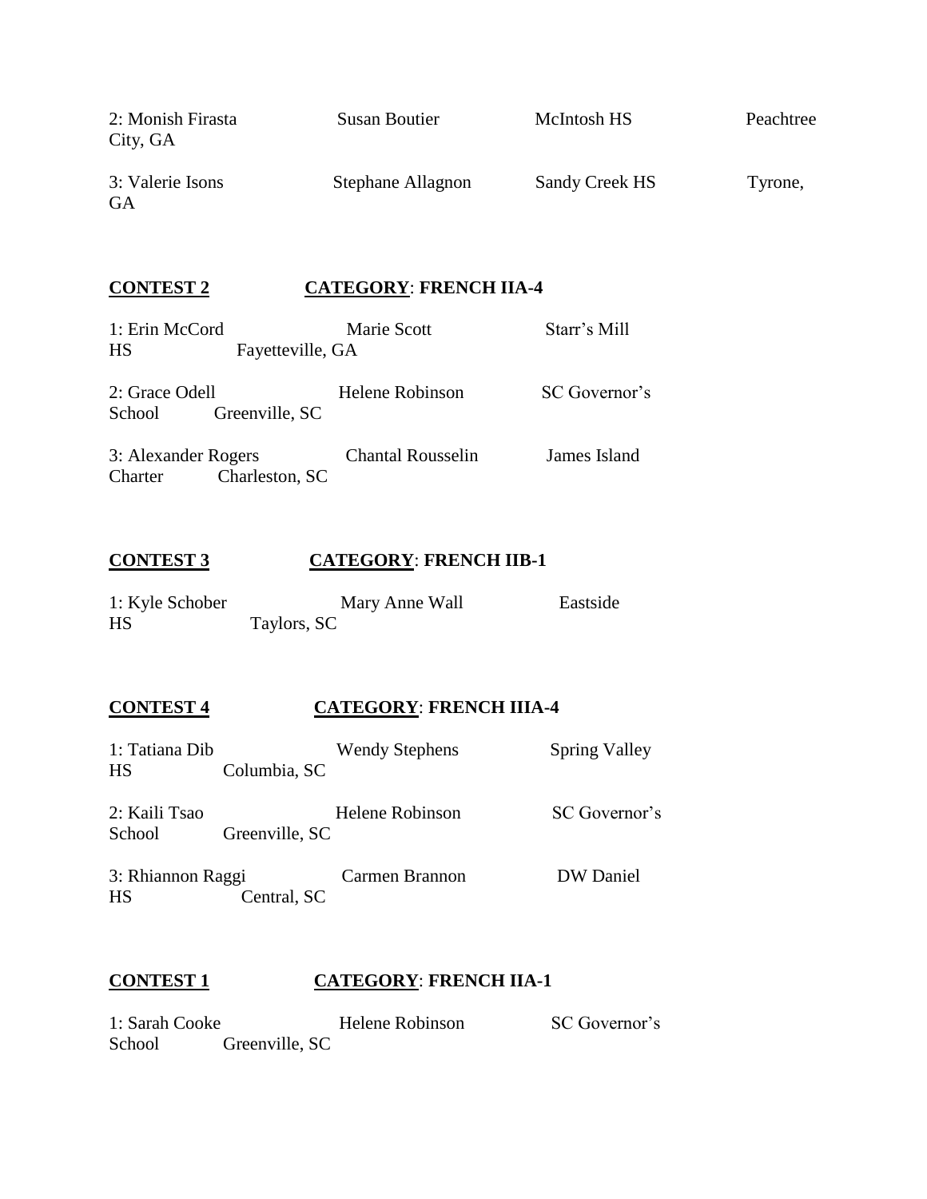2: Monish Firasta Susan Boutier McIntosh HS Peachtree City, GA

3: Valerie Isons Stephane Allagnon Sandy Creek HS Tyrone, GA

**<u>CONTEST 2</u>** **<u>CATEGORY</u>: FRENCH IIA-4**

1: Erin McCord Marie Scott Starr's Mill HS Fayetteville, GA

2: Grace Odell Helene Robinson SC Governor's School Greenville, SC

3: Alexander Rogers Chantal Rousselin James Island Charter Charleston, SC

**<u>CONTEST 3</u>** **<u>CATEGORY</u>: FRENCH IIB-1**

1: Kyle Schober Mary Anne Wall Eastside HS Taylors, SC

**<u>CONTEST 4</u>** **<u>CATEGORY</u>: FRENCH IIIA-4**

1: Tatiana Dib Wendy Stephens Spring Valley HS Columbia, SC

2: Kaili Tsao Helene Robinson SC Governor's School Greenville, SC

3: Rhiannon Raggi Carmen Brannon DW Daniel HS Central, SC

**<u>CONTEST 1</u>** **<u>CATEGORY</u>: FRENCH IIA-1**

1: Sarah Cooke Helene Robinson SC Governor's School Greenville, SC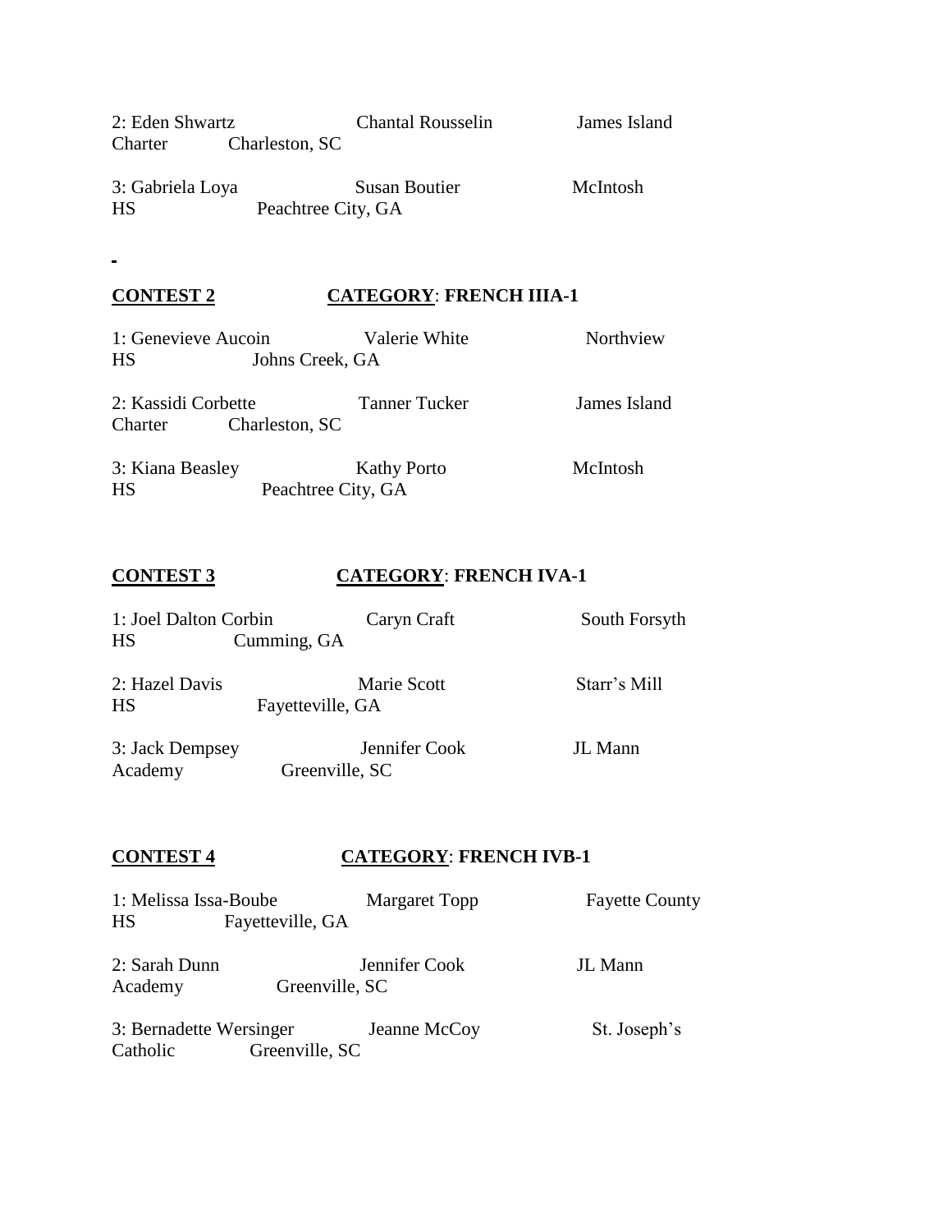2: Eden Shwartz Chantal Rousselin James Island Charter Charleston, SC

3: Gabriela Loya Susan Boutier McIntosh HS Peachtree City, GA

-

**CONTEST 2** **CATEGORY: FRENCH IIIA-1**

1: Genevieve Aucoin Valerie White Northview HS Johns Creek, GA

2: Kassidi Corbette Tanner Tucker James Island Charter Charleston, SC

3: Kiana Beasley Kathy Porto McIntosh HS Peachtree City, GA

**CONTEST 3** **CATEGORY: FRENCH IVA-1**

1: Joel Dalton Corbin Caryn Craft South Forsyth HS Cumming, GA

2: Hazel Davis Marie Scott Starr's Mill HS Fayetteville, GA

3: Jack Dempsey Jennifer Cook JL Mann Academy Greenville, SC

**CONTEST 4** **CATEGORY: FRENCH IVB-1**

1: Melissa Issa-Boube Margaret Topp Fayette County HS Fayetteville, GA

2: Sarah Dunn Jennifer Cook JL Mann Academy Greenville, SC

3: Bernadette Wersinger Jeanne McCoy St. Joseph's Catholic Greenville, SC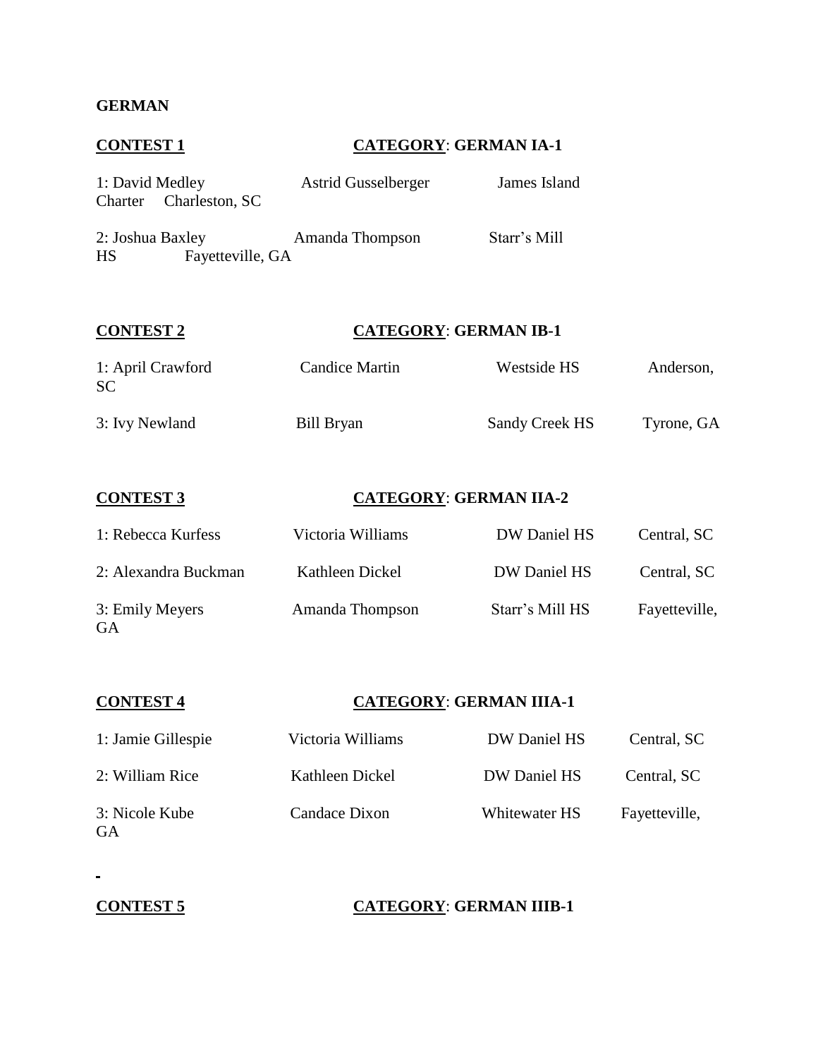**GERMAN**

**CONTEST 1** **CATEGORY**: **GERMAN IA-1**

1: David Medley Astrid Gusselberger James Island Charter Charleston, SC

2: Joshua Baxley Amanda Thompson Starr's Mill HS Fayetteville, GA

**CONTEST 2** **CATEGORY**: **GERMAN IB-1**

1: April Crawford Candice Martin Westside HS Anderson, SC

3: Ivy Newland Bill Bryan Sandy Creek HS Tyrone, GA

**CONTEST 3** **CATEGORY**: **GERMAN IIA-2**

1: Rebecca Kurfess Victoria Williams DW Daniel HS Central, SC

2: Alexandra Buckman Kathleen Dickel DW Daniel HS Central, SC

3: Emily Meyers Amanda Thompson Starr's Mill HS Fayetteville, GA

**CONTEST 4** **CATEGORY**: **GERMAN IIIA-1**

1: Jamie Gillespie Victoria Williams DW Daniel HS Central, SC

2: William Rice Kathleen Dickel DW Daniel HS Central, SC

3: Nicole Kube Candace Dixon Whitewater HS Fayetteville, GA

**CONTEST 5** **CATEGORY**: **GERMAN IIIB-1**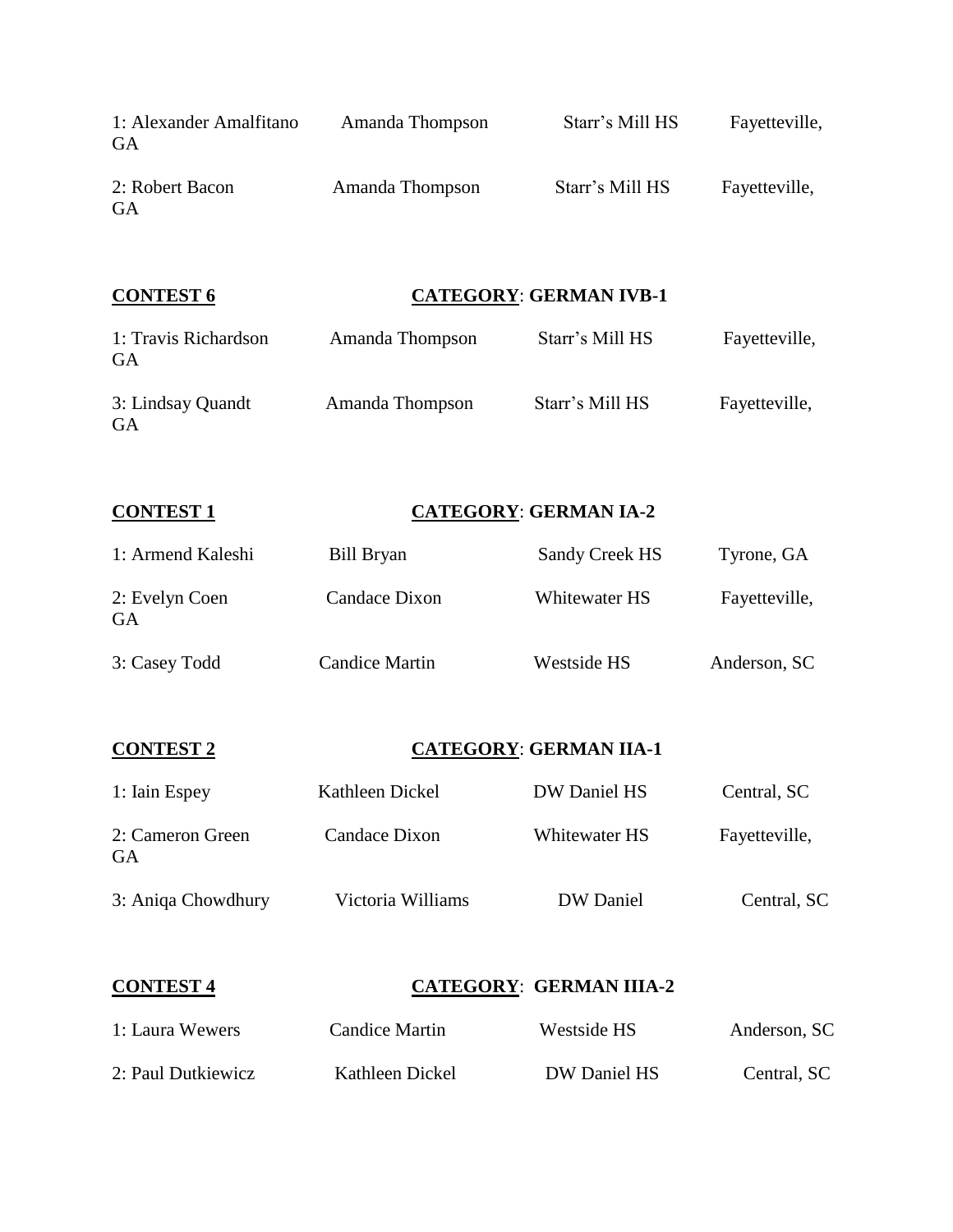1: Alexander Amalfitano Amanda Thompson Starr's Mill HS Fayetteville, GA

2: Robert Bacon Amanda Thompson Starr's Mill HS Fayetteville, GA

**CONTEST 6** **CATEGORY**: **GERMAN IVB-1**

1: Travis Richardson Amanda Thompson Starr's Mill HS Fayetteville, GA

3: Lindsay Quandt Amanda Thompson Starr's Mill HS Fayetteville, GA

**CONTEST 1** **CATEGORY**: **GERMAN IA-2**

1: Armend Kaleshi Bill Bryan Sandy Creek HS Tyrone, GA

2: Evelyn Coen Candace Dixon Whitewater HS Fayetteville, GA

3: Casey Todd Candice Martin Westside HS Anderson, SC

**CONTEST 2** **CATEGORY**: **GERMAN IIA-1**

1: Iain Espey Kathleen Dickel DW Daniel HS Central, SC

2: Cameron Green Candace Dixon Whitewater HS Fayetteville, GA

3: Aniqa Chowdhury Victoria Williams DW Daniel Central, SC

**CONTEST 4** **CATEGORY**: **GERMAN IIIA-2**

1: Laura Wewers Candice Martin Westside HS Anderson, SC

2: Paul Dutkiewicz Kathleen Dickel DW Daniel HS Central, SC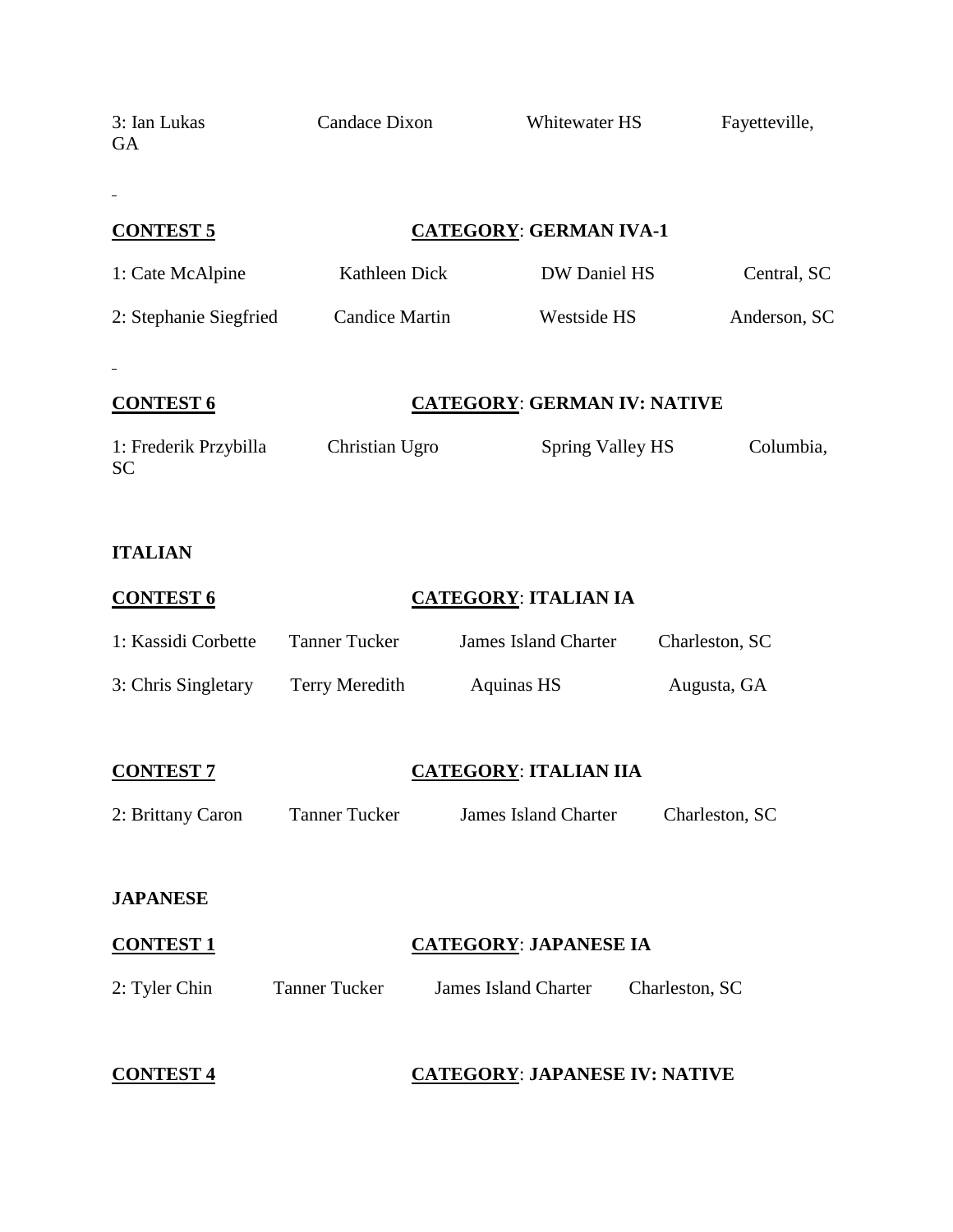3: Ian Lukas Candace Dixon Whitewater HS Fayetteville, GA

**CONTEST 5** **CATEGORY: GERMAN IVA-1**

1: Cate McAlpine Kathleen Dick DW Daniel HS Central, SC

2: Stephanie Siegfried Candice Martin Westside HS Anderson, SC

**CONTEST 6** **CATEGORY: GERMAN IV: NATIVE**

1: Frederik Przybilla Christian Ugro Spring Valley HS Columbia, SC

**ITALIAN**

**CONTEST 6** **CATEGORY: ITALIAN IA**

1: Kassidi Corbette Tanner Tucker James Island Charter Charleston, SC

3: Chris Singletary Terry Meredith Aquinas HS Augusta, GA

**CONTEST 7** **CATEGORY: ITALIAN IIA**

2: Brittany Caron Tanner Tucker James Island Charter Charleston, SC

**JAPANESE**

**CONTEST 1** **CATEGORY: JAPANESE IA**

2: Tyler Chin Tanner Tucker James Island Charter Charleston, SC

**CONTEST 4** **CATEGORY: JAPANESE IV: NATIVE**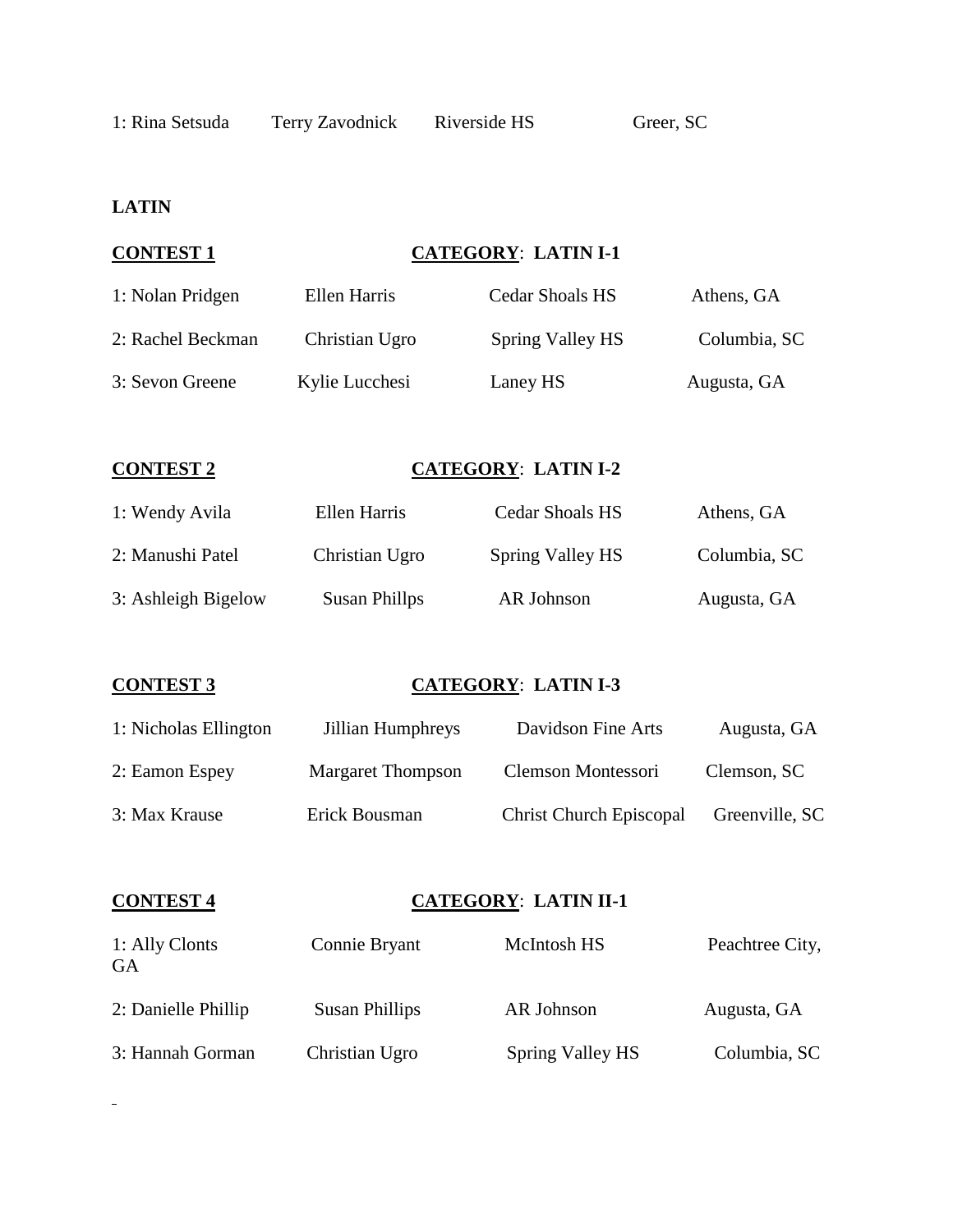1: Rina Setsuda Terry Zavodnick Riverside HS Greer, SC

**LATIN**

**CONTEST 1** **CATEGORY: LATIN I-1**

1: Nolan Pridgen Ellen Harris Cedar Shoals HS Athens, GA

2: Rachel Beckman Christian Ugro Spring Valley HS Columbia, SC

3: Sevon Greene Kylie Lucchesi Laney HS Augusta, GA

**CONTEST 2** **CATEGORY: LATIN I-2**

1: Wendy Avila Ellen Harris Cedar Shoals HS Athens, GA

2: Manushi Patel Christian Ugro Spring Valley HS Columbia, SC

3: Ashleigh Bigelow Susan Phillps AR Johnson Augusta, GA

**CONTEST 3** **CATEGORY: LATIN I-3**

1: Nicholas Ellington Jillian Humphreys Davidson Fine Arts Augusta, GA

2: Eamon Espey Margaret Thompson Clemson Montessori Clemson, SC

3: Max Krause Erick Bousman Christ Church Episcopal Greenville, SC

**CONTEST 4** **CATEGORY: LATIN II-1**

1: Ally Clonts Connie Bryant McIntosh HS Peachtree City, GA

2: Danielle Phillip Susan Phillips AR Johnson Augusta, GA

3: Hannah Gorman Christian Ugro Spring Valley HS Columbia, SC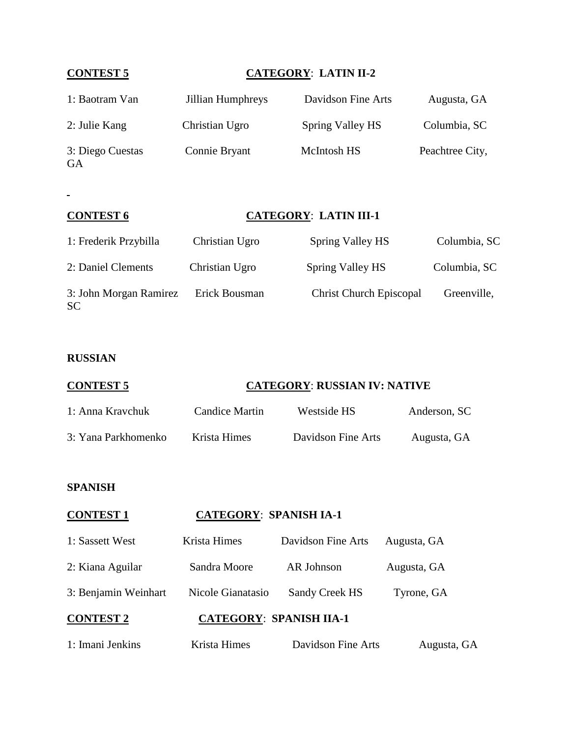**CONTEST 5** **CATEGORY: LATIN II-2**

| | | | |
|---|---|---|---|
| 1: Baotram Van | Jillian Humphreys | Davidson Fine Arts | Augusta, GA |
| 2: Julie Kang | Christian Ugro | Spring Valley HS | Columbia, SC |
| 3: Diego Cuestas | Connie Bryant | McIntosh HS | Peachtree City, GA |

**CONTEST 6** **CATEGORY: LATIN III-1**

| | | | |
|---|---|---|---|
| 1: Frederik Przybilla | Christian Ugro | Spring Valley HS | Columbia, SC |
| 2: Daniel Clements | Christian Ugro | Spring Valley HS | Columbia, SC |
| 3: John Morgan Ramirez | Erick Bousman | Christ Church Episcopal | Greenville, SC |

**RUSSIAN**

**CONTEST 5** **CATEGORY: RUSSIAN IV: NATIVE**

| | | | |
|---|---|---|---|
| 1: Anna Kravchuk | Candice Martin | Westside HS | Anderson, SC |
| 3: Yana Parkhomenko | Krista Himes | Davidson Fine Arts | Augusta, GA |

**SPANISH**

**CONTEST 1** **CATEGORY: SPANISH IA-1**

| | | | |
|---|---|---|---|
| 1: Sassett West | Krista Himes | Davidson Fine Arts | Augusta, GA |
| 2: Kiana Aguilar | Sandra Moore | AR Johnson | Augusta, GA |
| 3: Benjamin Weinhart | Nicole Gianatasio | Sandy Creek HS | Tyrone, GA |

**CONTEST 2** **CATEGORY: SPANISH IIA-1**

| | | | |
|---|---|---|---|
| 1: Imani Jenkins | Krista Himes | Davidson Fine Arts | Augusta, GA |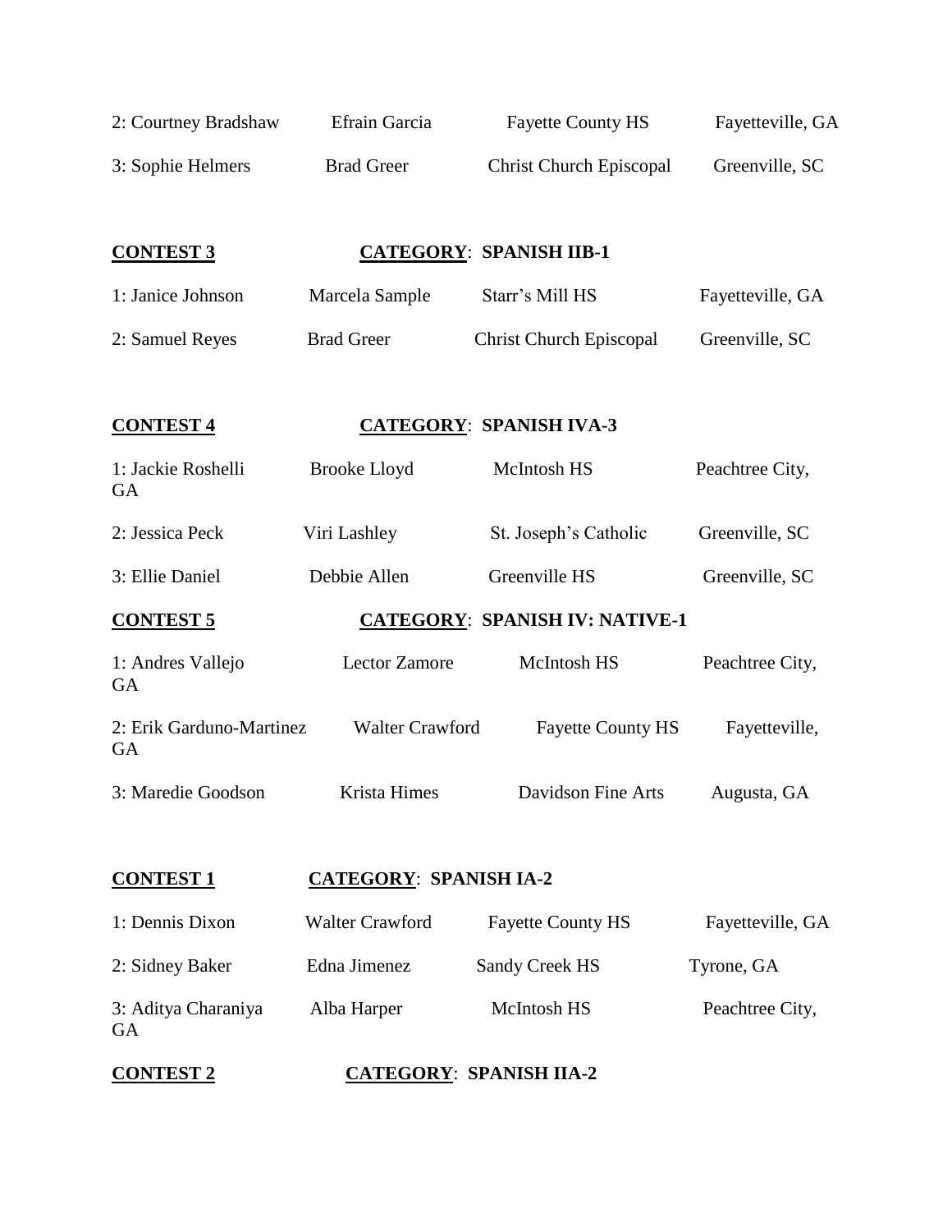| | | | |
|---|---|---|---|
| 2: Courtney Bradshaw | Efrain Garcia | Fayette County HS | Fayetteville, GA |
| 3: Sophie Helmers | Brad Greer | Christ Church Episcopal | Greenville, SC |

**CONTEST 3** **CATEGORY: SPANISH IIB-1**

| | | | |
|---|---|---|---|
| 1: Janice Johnson | Marcela Sample | Starr's Mill HS | Fayetteville, GA |
| 2: Samuel Reyes | Brad Greer | Christ Church Episcopal | Greenville, SC |

**CONTEST 4** **CATEGORY: SPANISH IVA-3**

| | | | |
|---|---|---|---|
| 1: Jackie Roshelli | Brooke Lloyd | McIntosh HS | Peachtree City, GA |
| 2: Jessica Peck | Viri Lashley | St. Joseph's Catholic | Greenville, SC |
| 3: Ellie Daniel | Debbie Allen | Greenville HS | Greenville, SC |

**CONTEST 5** **CATEGORY: SPANISH IV: NATIVE-1**

| | | | |
|---|---|---|---|
| 1: Andres Vallejo | Lector Zamore | McIntosh HS | Peachtree City, GA |
| 2: Erik Garduno-Martinez | Walter Crawford | Fayette County HS | Fayetteville, GA |
| 3: Maredie Goodson | Krista Himes | Davidson Fine Arts | Augusta, GA |

**CONTEST 1** **CATEGORY: SPANISH IA-2**

| | | | |
|---|---|---|---|
| 1: Dennis Dixon | Walter Crawford | Fayette County HS | Fayetteville, GA |
| 2: Sidney Baker | Edna Jimenez | Sandy Creek HS | Tyrone, GA |
| 3: Aditya Charaniya | Alba Harper | McIntosh HS | Peachtree City, GA |

**CONTEST 2** **CATEGORY: SPANISH IIA-2**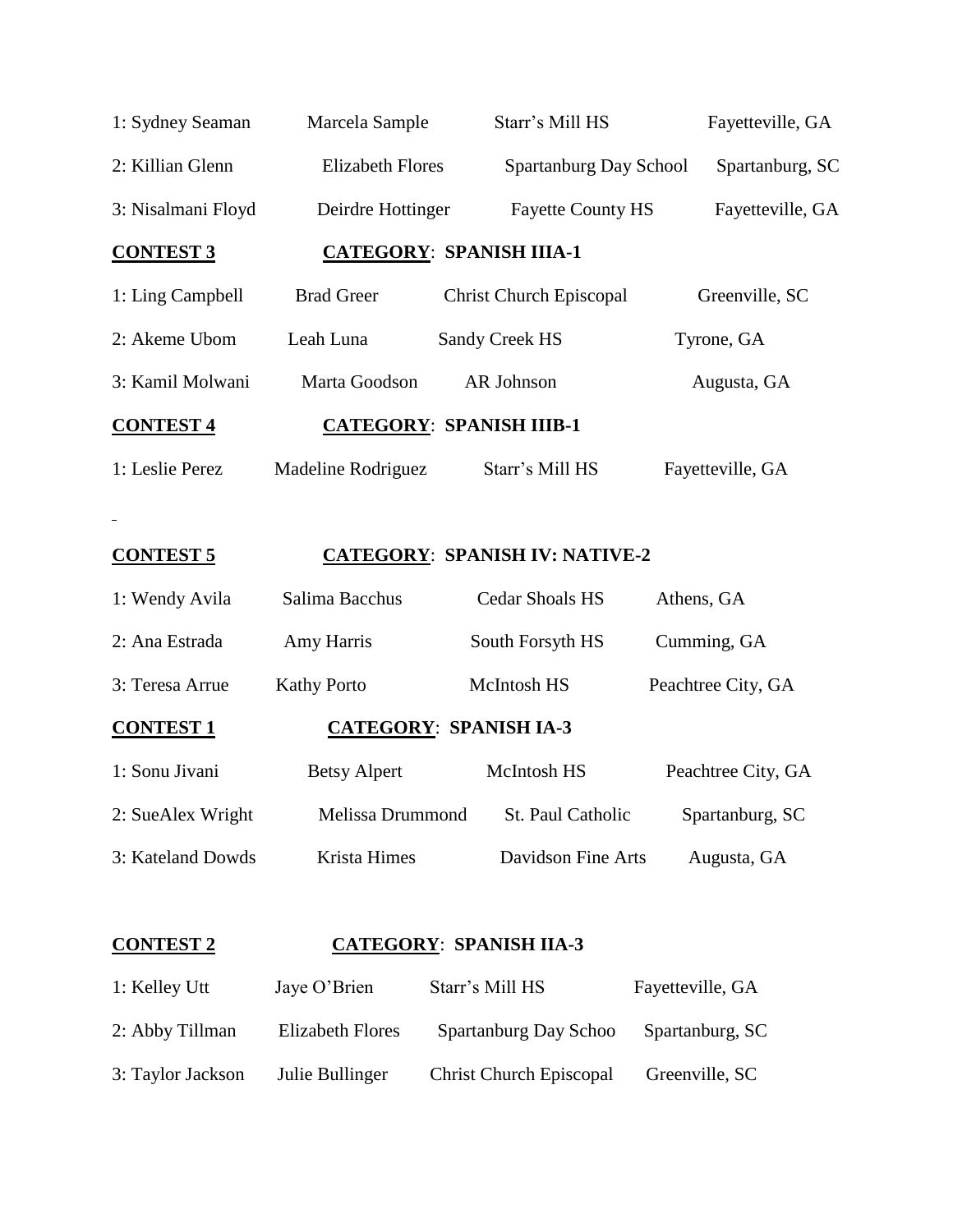| | | | |
|---|---|---|---|
| 1: Sydney Seaman | Marcela Sample | Starr's Mill HS | Fayetteville, GA |
| 2: Killian Glenn | Elizabeth Flores | Spartanburg Day School | Spartanburg, SC |
| 3: Nisalmani Floyd | Deirdre Hottinger | Fayette County HS | Fayetteville, GA |

**CONTEST 3** **CATEGORY**: **SPANISH IIIA-1**

| | | | |
|---|---|---|---|
| 1: Ling Campbell | Brad Greer | Christ Church Episcopal | Greenville, SC |
| 2: Akeme Ubom | Leah Luna | Sandy Creek HS | Tyrone, GA |
| 3: Kamil Molwani | Marta Goodson | AR Johnson | Augusta, GA |

**CONTEST 4** **CATEGORY**: **SPANISH IIIB-1**

| | | | |
|---|---|---|---|
| 1: Leslie Perez | Madeline Rodriguez | Starr's Mill HS | Fayetteville, GA |

**CONTEST 5** **CATEGORY**: **SPANISH IV: NATIVE-2**

| | | | |
|---|---|---|---|
| 1: Wendy Avila | Salima Bacchus | Cedar Shoals HS | Athens, GA |
| 2: Ana Estrada | Amy Harris | South Forsyth HS | Cumming, GA |
| 3: Teresa Arrue | Kathy Porto | McIntosh HS | Peachtree City, GA |

**CONTEST 1** **CATEGORY**: **SPANISH IA-3**

| | | | |
|---|---|---|---|
| 1: Sonu Jivani | Betsy Alpert | McIntosh HS | Peachtree City, GA |
| 2: SueAlex Wright | Melissa Drummond | St. Paul Catholic | Spartanburg, SC |
| 3: Kateland Dowds | Krista Himes | Davidson Fine Arts | Augusta, GA |

**CONTEST 2** **CATEGORY**: **SPANISH IIA-3**

| | | | |
|---|---|---|---|
| 1: Kelley Utt | Jaye O'Brien | Starr's Mill HS | Fayetteville, GA |
| 2: Abby Tillman | Elizabeth Flores | Spartanburg Day Schoo | Spartanburg, SC |
| 3: Taylor Jackson | Julie Bullinger | Christ Church Episcopal | Greenville, SC |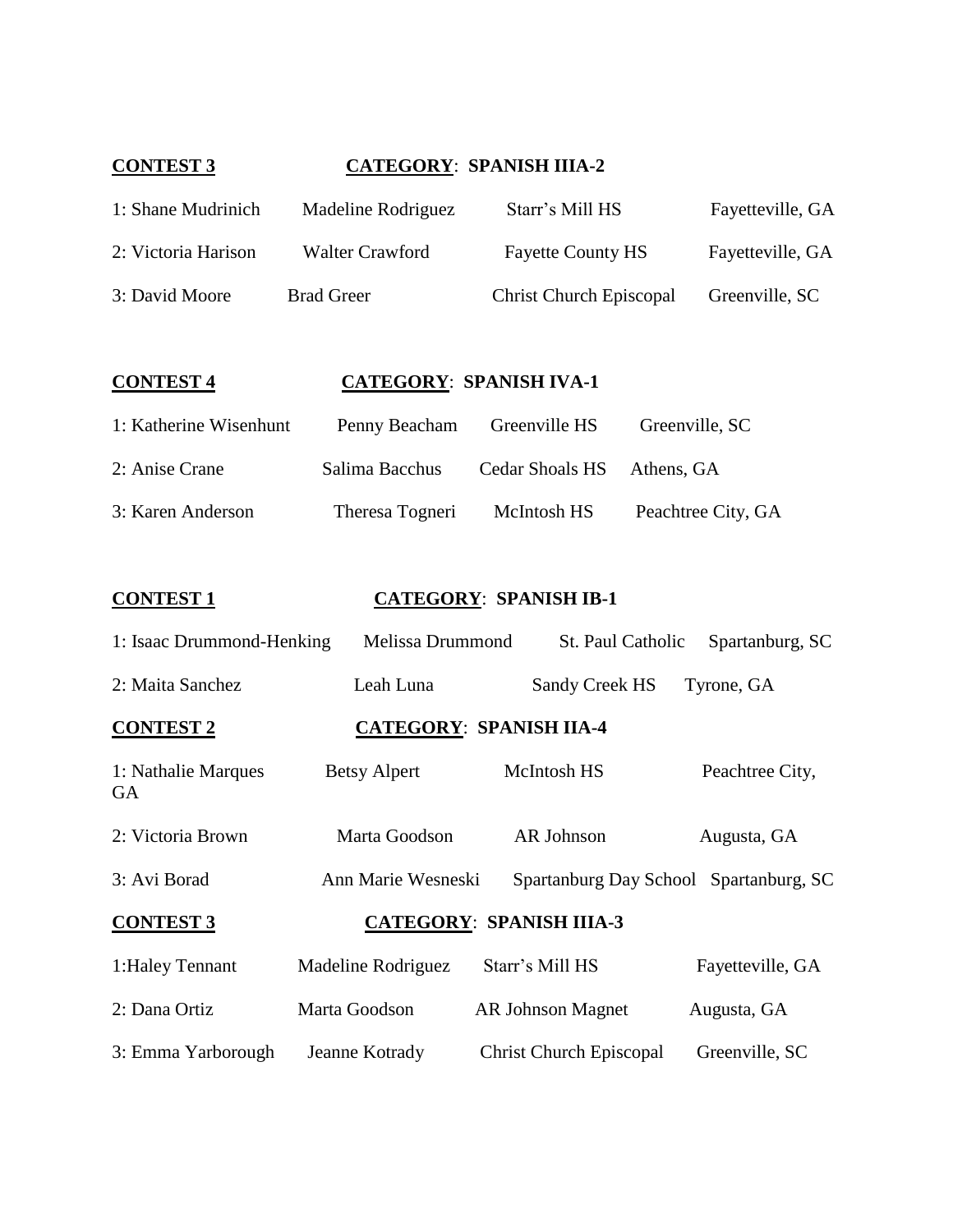**CONTEST 3** **CATEGORY**: **SPANISH IIIA-2**

| | | | |
|---|---|---|---|
| 1: Shane Mudrinich | Madeline Rodriguez | Starr's Mill HS | Fayetteville, GA |
| 2: Victoria Harison | Walter Crawford | Fayette County HS | Fayetteville, GA |
| 3: David Moore | Brad Greer | Christ Church Episcopal | Greenville, SC |

**CONTEST 4** **CATEGORY**: **SPANISH IVA-1**

| | | | |
|---|---|---|---|
| 1: Katherine Wisenhunt | Penny Beacham | Greenville HS | Greenville, SC |
| 2: Anise Crane | Salima Bacchus | Cedar Shoals HS | Athens, GA |
| 3: Karen Anderson | Theresa Togneri | McIntosh HS | Peachtree City, GA |

**CONTEST 1** **CATEGORY**: **SPANISH IB-1**

| | | | |
|---|---|---|---|
| 1: Isaac Drummond-Henking | Melissa Drummond | St. Paul Catholic | Spartanburg, SC |
| 2: Maita Sanchez | Leah Luna | Sandy Creek HS | Tyrone, GA |

**CONTEST 2** **CATEGORY**: **SPANISH IIA-4**

| | | | |
|---|---|---|---|
| 1: Nathalie Marques | Betsy Alpert | McIntosh HS | Peachtree City, GA |
| 2: Victoria Brown | Marta Goodson | AR Johnson | Augusta, GA |
| 3: Avi Borad | Ann Marie Wesneski | Spartanburg Day School | Spartanburg, SC |

**CONTEST 3** **CATEGORY**: **SPANISH IIIA-3**

| | | | |
|---|---|---|---|
| 1:Haley Tennant | Madeline Rodriguez | Starr's Mill HS | Fayetteville, GA |
| 2: Dana Ortiz | Marta Goodson | AR Johnson Magnet | Augusta, GA |
| 3: Emma Yarborough | Jeanne Kotrady | Christ Church Episcopal | Greenville, SC |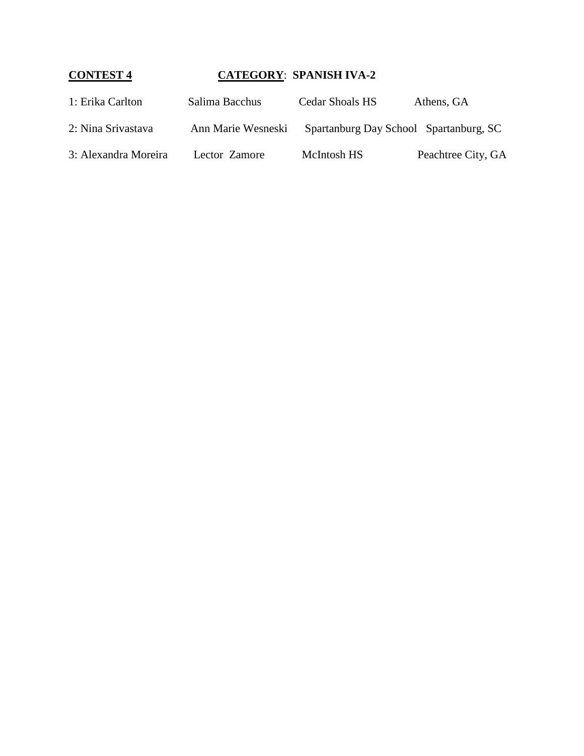**CONTEST 4** **CATEGORY**: **SPANISH IVA-2**

| | | | |
|---|---|---|---|
| 1: Erika Carlton | Salima Bacchus | Cedar Shoals HS | Athens, GA |
| 2: Nina Srivastava | Ann Marie Wesneski | Spartanburg Day School | Spartanburg, SC |
| 3: Alexandra Moreira | Lector Zamore | McIntosh HS | Peachtree City, GA |